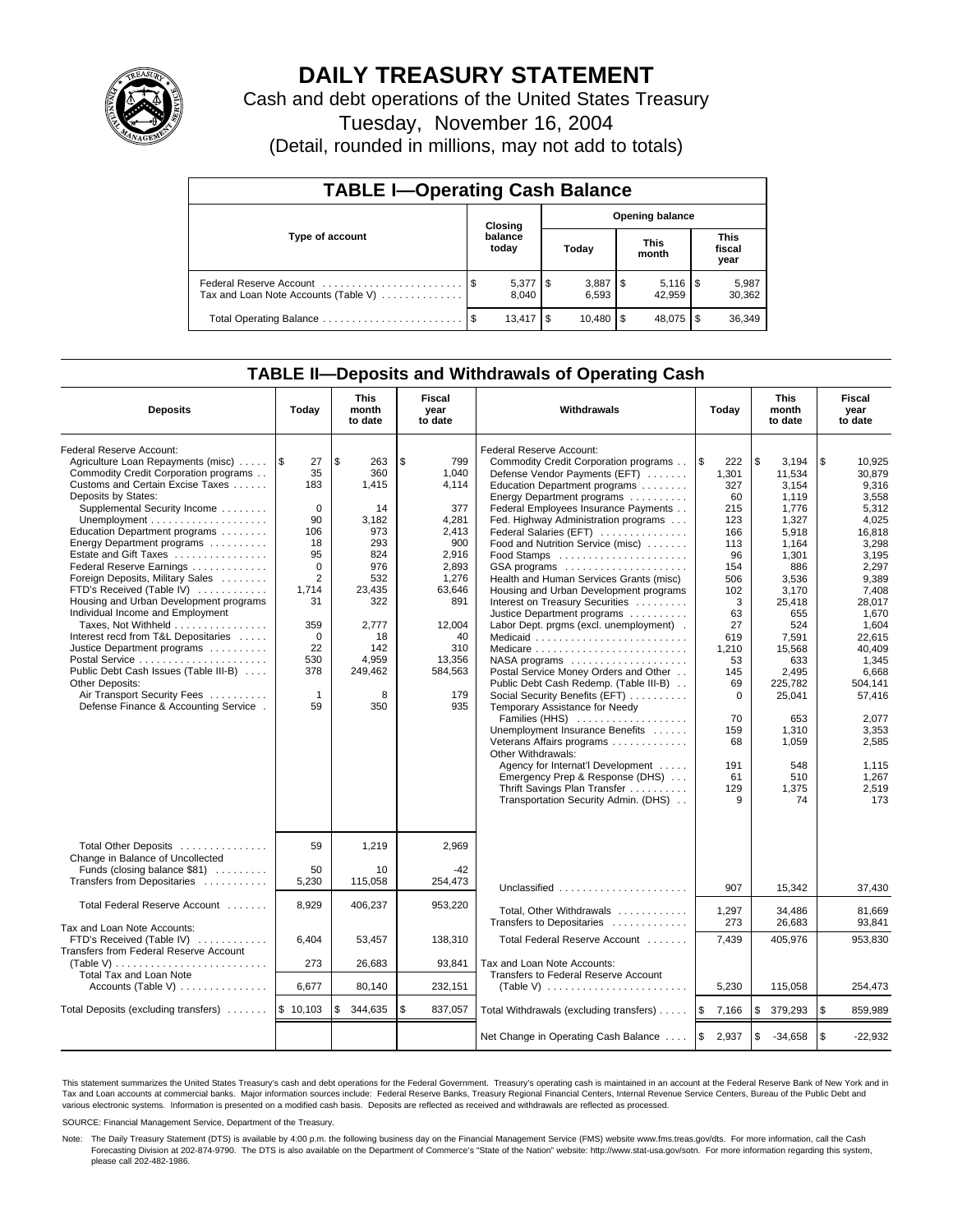# DAILY TREASURY STATEMENT

Cash and debt operations of the United States Treasury

Tuesday, November 16, 2004

(Detail, rounded in millions, may not add to totals)

## TABLE I—Operating Cash Balance

| Type of account | Closing balance today | Opening balance Today | Opening balance This month | Opening balance This fiscal year |
|---|---|---|---|---|
| Federal Reserve Account | $ 5,377 | $ 3,887 | $ 5,116 | $ 5,987 |
| Tax and Loan Note Accounts (Table V) | 8,040 | 6,593 | 42,959 | 30,362 |
| Total Operating Balance | $ 13,417 | $ 10,480 | $ 48,075 | $ 36,349 |

## TABLE II—Deposits and Withdrawals of Operating Cash

| Deposits | Today | This month to date | Fiscal year to date | Withdrawals | Today | This month to date | Fiscal year to date |
|---|---|---|---|---|---|---|---|
| Federal Reserve Account: | | | | Federal Reserve Account: | | | |
| Agriculture Loan Repayments (misc) | $ 27 | $ 263 | $ 799 | Commodity Credit Corporation programs | $ 222 | $ 3,194 | $ 10,925 |
| Commodity Credit Corporation programs | 35 | 360 | 1,040 | Defense Vendor Payments (EFT) | 1,301 | 11,534 | 30,879 |
| Customs and Certain Excise Taxes | 183 | 1,415 | 4,114 | Education Department programs | 327 | 3,154 | 9,316 |
| Deposits by States: | | | | Energy Department programs | 60 | 1,119 | 3,558 |
| Supplemental Security Income | 0 | 14 | 377 | Federal Employees Insurance Payments | 215 | 1,776 | 5,312 |
| Unemployment | 90 | 3,182 | 4,281 | Fed. Highway Administration programs | 123 | 1,327 | 4,025 |
| Education Department programs | 106 | 973 | 2,413 | Federal Salaries (EFT) | 166 | 5,918 | 16,818 |
| Energy Department programs | 18 | 293 | 900 | Food and Nutrition Service (misc) | 113 | 1,164 | 3,298 |
| Estate and Gift Taxes | 95 | 824 | 2,916 | Food Stamps | 96 | 1,301 | 3,195 |
| Federal Reserve Earnings | 0 | 976 | 2,893 | GSA programs | 154 | 886 | 2,297 |
| Foreign Deposits, Military Sales | 2 | 532 | 1,276 | Health and Human Services Grants (misc) | 506 | 3,536 | 9,389 |
| FTD's Received (Table IV) | 1,714 | 23,435 | 63,646 | Housing and Urban Development programs | 102 | 3,170 | 7,408 |
| Housing and Urban Development programs | 31 | 322 | 891 | Interest on Treasury Securities | 3 | 25,418 | 28,017 |
| Individual Income and Employment | | | | Justice Department programs | 63 | 655 | 1,670 |
| Taxes, Not Withheld | 359 | 2,777 | 12,004 | Labor Dept. prgms (excl. unemployment) | 27 | 524 | 1,604 |
| Interest recd from T&L Depositaries | 0 | 18 | 40 | Medicaid | 619 | 7,591 | 22,615 |
| Justice Department programs | 22 | 142 | 310 | Medicare | 1,210 | 15,568 | 40,409 |
| Postal Service | 530 | 4,959 | 13,356 | NASA programs | 53 | 633 | 1,345 |
| Public Debt Cash Issues (Table III-B) | 378 | 249,462 | 584,563 | Postal Service Money Orders and Other | 145 | 2,495 | 6,668 |
| Other Deposits: | | | | Public Debt Cash Redemp. (Table III-B) | 69 | 225,782 | 504,141 |
| Air Transport Security Fees | 1 | 8 | 179 | Social Security Benefits (EFT) | 0 | 25,041 | 57,416 |
| Defense Finance & Accounting Service | 59 | 350 | 935 | Temporary Assistance for Needy | | | |
| | | | | Families (HHS) | 70 | 653 | 2,077 |
| | | | | Unemployment Insurance Benefits | 159 | 1,310 | 3,353 |
| | | | | Veterans Affairs programs | 68 | 1,059 | 2,585 |
| | | | | Other Withdrawals: | | | |
| | | | | Agency for Internat'l Development | 191 | 548 | 1,115 |
| | | | | Emergency Prep & Response (DHS) | 61 | 510 | 1,267 |
| | | | | Thrift Savings Plan Transfer | 129 | 1,375 | 2,519 |
| | | | | Transportation Security Admin. (DHS) | 9 | 74 | 173 |
| Total Other Deposits | 59 | 1,219 | 2,969 | | | | |
| Change in Balance of Uncollected | | | | | | | |
| Funds (closing balance $81) | 50 | 10 | -42 | | | | |
| Transfers from Depositaries | 5,230 | 115,058 | 254,473 | Unclassified | 907 | 15,342 | 37,430 |
| Total Federal Reserve Account | 8,929 | 406,237 | 953,220 | Total, Other Withdrawals | 1,297 | 34,486 | 81,669 |
| | | | | Transfers to Depositaries | 273 | 26,683 | 93,841 |
| Tax and Loan Note Accounts: | | | | | | | |
| FTD's Received (Table IV) | 6,404 | 53,457 | 138,310 | Total Federal Reserve Account | 7,439 | 405,976 | 953,830 |
| Transfers from Federal Reserve Account (Table V) | 273 | 26,683 | 93,841 | Tax and Loan Note Accounts: | | | |
| Total Tax and Loan Note Accounts (Table V) | 6,677 | 80,140 | 232,151 | Transfers to Federal Reserve Account (Table V) | 5,230 | 115,058 | 254,473 |
| Total Deposits (excluding transfers) | $ 10,103 | $ 344,635 | $ 837,057 | Total Withdrawals (excluding transfers) | $ 7,166 | $ 379,293 | $ 859,989 |
| | | | | Net Change in Operating Cash Balance | $ 2,937 | $ -34,658 | $ -22,932 |

This statement summarizes the United States Treasury's cash and debt operations for the Federal Government. Treasury's operating cash is maintained in an account at the Federal Reserve Bank of New York and in Tax and Loan accounts at commercial banks. Major information sources include: Federal Reserve Banks, Treasury Regional Financial Centers, Internal Revenue Service Centers, Bureau of the Public Debt and various electronic systems. Information is presented on a modified cash basis. Deposits are reflected as received and withdrawals are reflected as processed.

SOURCE: Financial Management Service, Department of the Treasury.

Note: The Daily Treasury Statement (DTS) is available by 4:00 p.m. the following business day on the Financial Management Service (FMS) website www.fms.treas.gov/dts. For more information, call the Cash Forecasting Division at 202-874-9790. The DTS is also available on the Department of Commerce's "State of the Nation" website: http://www.stat-usa.gov/sotn. For more information regarding this system, please call 202-482-1986.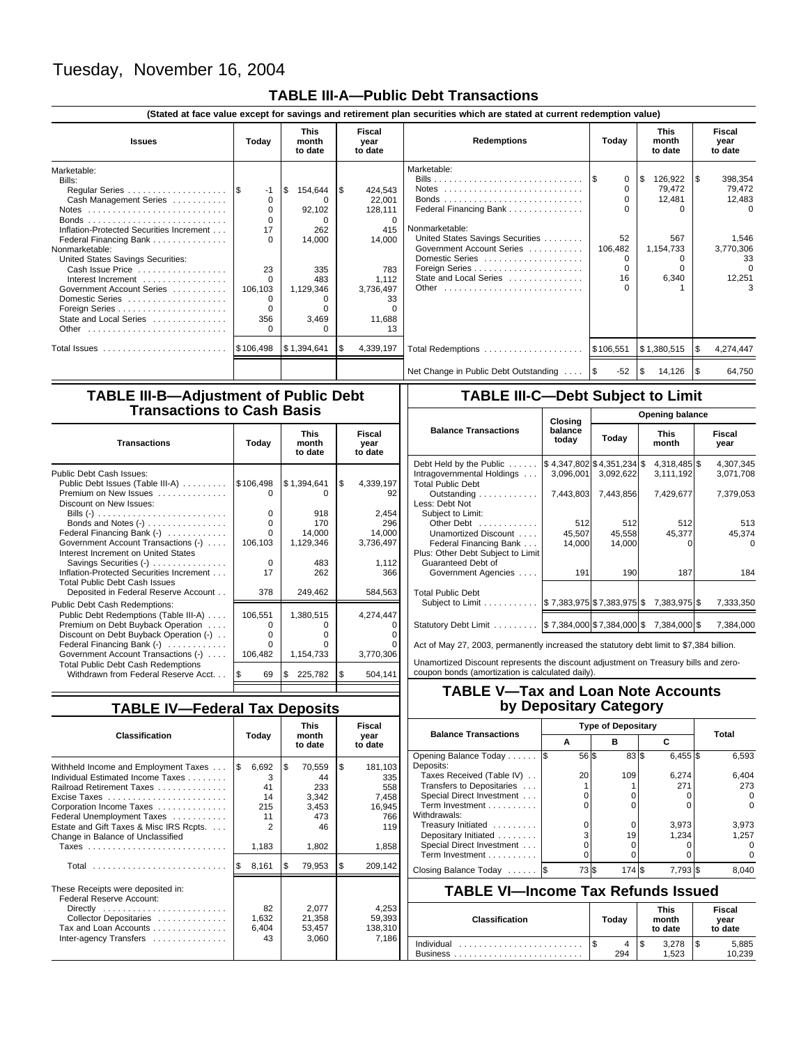Tuesday, November 16, 2004

## TABLE III-A—Public Debt Transactions

(Stated at face value except for savings and retirement plan securities which are stated at current redemption value)

| Issues | Today | This month to date | Fiscal year to date |
|---|---|---|---|
| Marketable: | | | |
| Bills: | | | |
| Regular Series | $ -1 | $ 154,644 | $ 424,543 |
| Cash Management Series | 0 | 0 | 22,001 |
| Notes | 0 | 92,102 | 128,111 |
| Bonds | 0 | 0 | 0 |
| Inflation-Protected Securities Increment | 17 | 262 | 415 |
| Federal Financing Bank | 0 | 14,000 | 14,000 |
| Nonmarketable: | | | |
| United States Savings Securities: | | | |
| Cash Issue Price | 23 | 335 | 783 |
| Interest Increment | 0 | 483 | 1,112 |
| Government Account Series | 106,103 | 1,129,346 | 3,736,497 |
| Domestic Series | 0 | 0 | 33 |
| Foreign Series | 0 | 0 | 0 |
| State and Local Series | 356 | 3,469 | 11,688 |
| Other | 0 | 0 | 13 |
| Total Issues | $106,498 | $1,394,641 | $ 4,339,197 |

| Redemptions | Today | This month to date | Fiscal year to date |
|---|---|---|---|
| Marketable: | | | |
| Bills | $ 0 | $ 126,922 | $ 398,354 |
| Notes | 0 | 79,472 | 79,472 |
| Bonds | 0 | 12,481 | 12,483 |
| Federal Financing Bank | 0 | 0 | 0 |
| Nonmarketable: | | | |
| United States Savings Securities | 52 | 567 | 1,546 |
| Government Account Series | 106,482 | 1,154,733 | 3,770,306 |
| Domestic Series | 0 | 0 | 33 |
| Foreign Series | 0 | 0 | 0 |
| State and Local Series | 16 | 6,340 | 12,251 |
| Other | 0 | 1 | 3 |
| Total Redemptions | $106,551 | $1,380,515 | $ 4,274,447 |
| Net Change in Public Debt Outstanding | $ -52 | $ 14,126 | $ 64,750 |

## TABLE III-B—Adjustment of Public Debt Transactions to Cash Basis

| Transactions | Today | This month to date | Fiscal year to date |
|---|---|---|---|
| Public Debt Cash Issues: | | | |
| Public Debt Issues (Table III-A) | $106,498 | $1,394,641 | $ 4,339,197 |
| Premium on New Issues | 0 | 0 | 92 |
| Discount on New Issues: | | | |
| Bills (-) | 0 | 918 | 2,454 |
| Bonds and Notes (-) | 0 | 170 | 296 |
| Federal Financing Bank (-) | 0 | 14,000 | 14,000 |
| Government Account Transactions (-) | 106,103 | 1,129,346 | 3,736,497 |
| Interest Increment on United States Savings Securities (-) | 0 | 483 | 1,112 |
| Inflation-Protected Securities Increment | 17 | 262 | 366 |
| Total Public Debt Cash Issues Deposited in Federal Reserve Account | 378 | 249,462 | 584,563 |
| Public Debt Cash Redemptions: | | | |
| Public Debt Redemptions (Table III-A) | 106,551 | 1,380,515 | 4,274,447 |
| Premium on Debt Buyback Operation | 0 | 0 | 0 |
| Discount on Debt Buyback Operation (-) | 0 | 0 | 0 |
| Federal Financing Bank (-) | 0 | 0 | 0 |
| Government Account Transactions (-) | 106,482 | 1,154,733 | 3,770,306 |
| Total Public Debt Cash Redemptions Withdrawn from Federal Reserve Acct. | $ 69 | $ 225,782 | $ 504,141 |

## TABLE III-C—Debt Subject to Limit

| Balance Transactions | Closing balance today | Opening balance Today | Opening balance This month | Opening balance Fiscal year |
|---|---|---|---|---|
| Debt Held by the Public | $ 4,347,802 | $ 4,351,234 | $ 4,318,485 | $ 4,307,345 |
| Intragovernmental Holdings | 3,096,001 | 3,092,622 | 3,111,192 | 3,071,708 |
| Total Public Debt Outstanding | 7,443,803 | 7,443,856 | 7,429,677 | 7,379,053 |
| Less: Debt Not Subject to Limit: | | | | |
| Other Debt | 512 | 512 | 512 | 513 |
| Unamortized Discount | 45,507 | 45,558 | 45,377 | 45,374 |
| Federal Financing Bank | 14,000 | 14,000 | 0 | 0 |
| Plus: Other Debt Subject to Limit Guaranteed Debt of Government Agencies | 191 | 190 | 187 | 184 |
| Total Public Debt Subject to Limit | $ 7,383,975 | $ 7,383,975 | $ 7,383,975 | $ 7,333,350 |
| Statutory Debt Limit | $ 7,384,000 | $ 7,384,000 | $ 7,384,000 | $ 7,384,000 |

Act of May 27, 2003, permanently increased the statutory debt limit to $7,384 billion.

Unamortized Discount represents the discount adjustment on Treasury bills and zero-coupon bonds (amortization is calculated daily).

## TABLE IV—Federal Tax Deposits

| Classification | Today | This month to date | Fiscal year to date |
|---|---|---|---|
| Withheld Income and Employment Taxes | $ 6,692 | $ 70,559 | $ 181,103 |
| Individual Estimated Income Taxes | 3 | 44 | 335 |
| Railroad Retirement Taxes | 41 | 233 | 558 |
| Excise Taxes | 14 | 3,342 | 7,458 |
| Corporation Income Taxes | 215 | 3,453 | 16,945 |
| Federal Unemployment Taxes | 11 | 473 | 766 |
| Estate and Gift Taxes & Misc IRS Rcpts. | 2 | 46 | 119 |
| Change in Balance of Unclassified Taxes | 1,183 | 1,802 | 1,858 |
| Total | $ 8,161 | $ 79,953 | $ 209,142 |
| These Receipts were deposited in: | | | |
| Federal Reserve Account: | | | |
| Directly | 82 | 2,077 | 4,253 |
| Collector Depositaries | 1,632 | 21,358 | 59,393 |
| Tax and Loan Accounts | 6,404 | 53,457 | 138,310 |
| Inter-agency Transfers | 43 | 3,060 | 7,186 |

## TABLE V—Tax and Loan Note Accounts by Depositary Category

| Balance Transactions | Type of Depositary A | Type of Depositary B | Type of Depositary C | Total |
|---|---|---|---|---|
| Opening Balance Today | $ 56 | $ 83 | $ 6,455 | $ 6,593 |
| Deposits: | | | | |
| Taxes Received (Table IV) | 20 | 109 | 6,274 | 6,404 |
| Transfers to Depositaries | 1 | 1 | 271 | 273 |
| Special Direct Investment | 0 | 0 | 0 | 0 |
| Term Investment | 0 | 0 | 0 | 0 |
| Withdrawals: | | | | |
| Treasury Initiated | 0 | 0 | 3,973 | 3,973 |
| Depositary Initiated | 3 | 19 | 1,234 | 1,257 |
| Special Direct Investment | 0 | 0 | 0 | 0 |
| Term Investment | 0 | 0 | 0 | 0 |
| Closing Balance Today | $ 73 | $ 174 | $ 7,793 | $ 8,040 |

## TABLE VI—Income Tax Refunds Issued

| Classification | Today | This month to date | Fiscal year to date |
|---|---|---|---|
| Individual | $ 4 | $ 3,278 | $ 5,885 |
| Business | 294 | 1,523 | 10,239 |